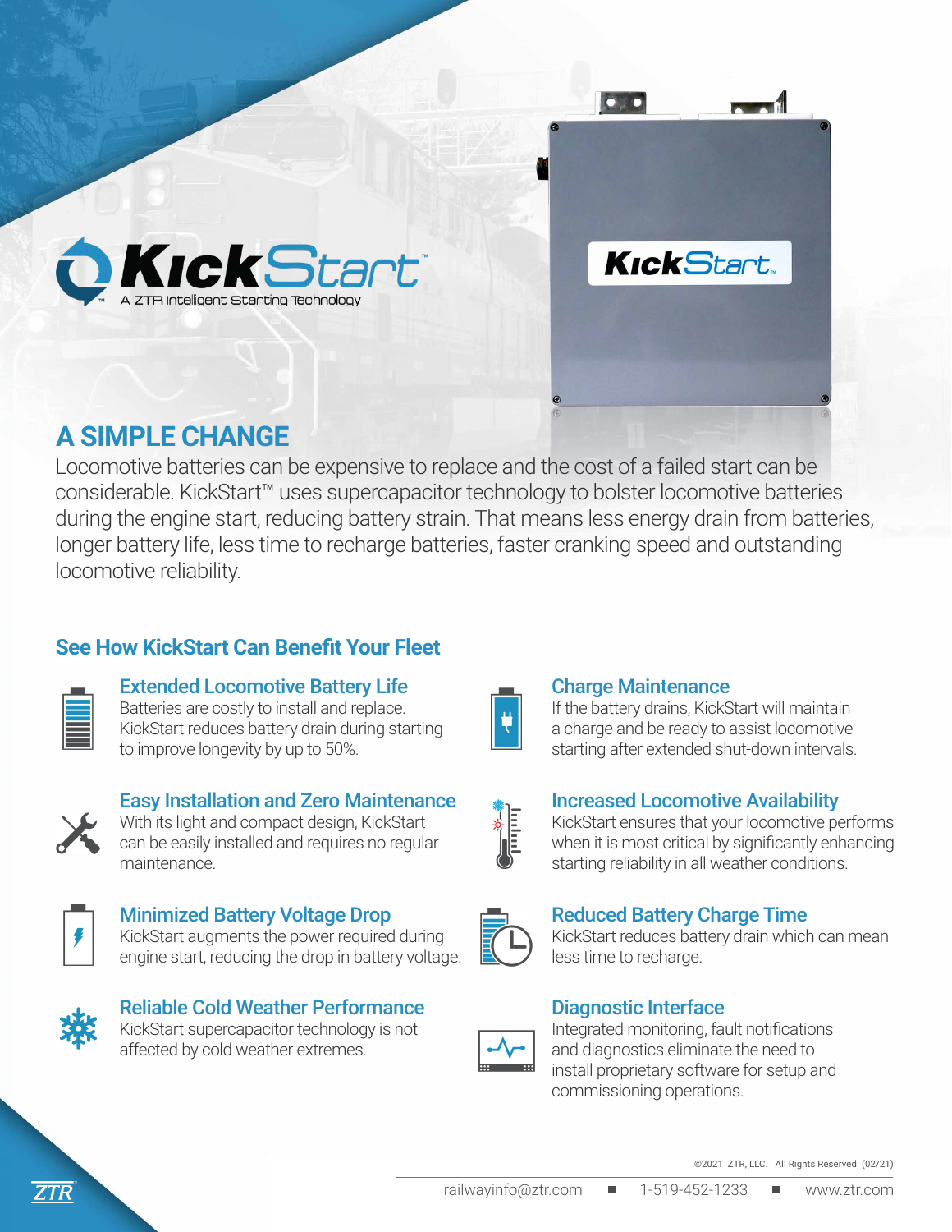# KickStart™

A ZTR Intelligent Starting Technology

## A SIMPLE CHANGE

Locomotive batteries can be expensive to replace and the cost of a failed start can be considerable. KickStart™ uses supercapacitor technology to bolster locomotive batteries during the engine start, reducing battery strain. That means less energy drain from batteries, longer battery life, less time to recharge batteries, faster cranking speed and outstanding locomotive reliability.

## See How KickStart Can Benefit Your Fleet

### Extended Locomotive Battery Life

Batteries are costly to install and replace. KickStart reduces battery drain during starting to improve longevity by up to 50%.

### Easy Installation and Zero Maintenance

With its light and compact design, KickStart can be easily installed and requires no regular maintenance.

### Minimized Battery Voltage Drop

KickStart augments the power required during engine start, reducing the drop in battery voltage.

### Reliable Cold Weather Performance

KickStart supercapacitor technology is not affected by cold weather extremes.

### Charge Maintenance

If the battery drains, KickStart will maintain a charge and be ready to assist locomotive starting after extended shut-down intervals.

### Increased Locomotive Availability

KickStart ensures that your locomotive performs when it is most critical by significantly enhancing starting reliability in all weather conditions.

### Reduced Battery Charge Time

KickStart reduces battery drain which can mean less time to recharge.

### Diagnostic Interface

Integrated monitoring, fault notifications and diagnostics eliminate the need to install proprietary software for setup and commissioning operations.

©2021 ZTR, LLC. All Rights Reserved. (02/21)

railwayinfo@ztr.com ■ 1-519-452-1233 ■ www.ztr.com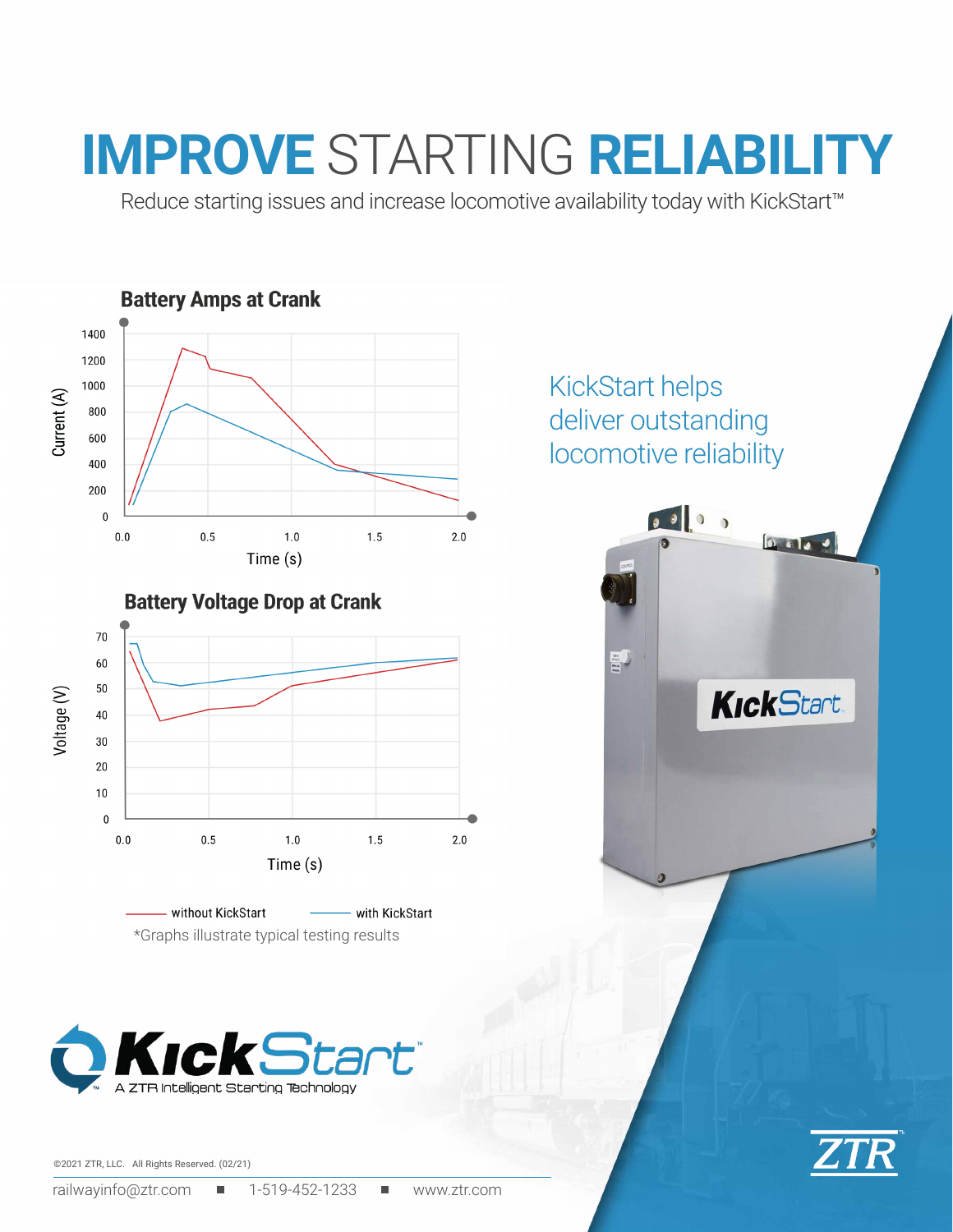# **IMPROVE** STARTING **RELIABILITY**

Reduce starting issues and increase locomotive availability today with KickStart™

### Battery Amps at Crank

Current (A)

1400
1200
1000
800
600
400
200
0

0.0 0.5 1.0 1.5 2.0

Time (s)

### Battery Voltage Drop at Crank

Voltage (V)

70
60
50
40
30
20
10
0

0.0 0.5 1.0 1.5 2.0

Time (s)

without KickStart
with KickStart

*Graphs illustrate typical testing results

KickStart helps deliver outstanding locomotive reliability

KickStart

KickStart™

A ZTR Intelligent Starting Technology

ZTR™

©2021 ZTR, LLC. All Rights Reserved. (02/21)

railwayinfo@ztr.com ■ 1-519-452-1233 ■ www.ztr.com